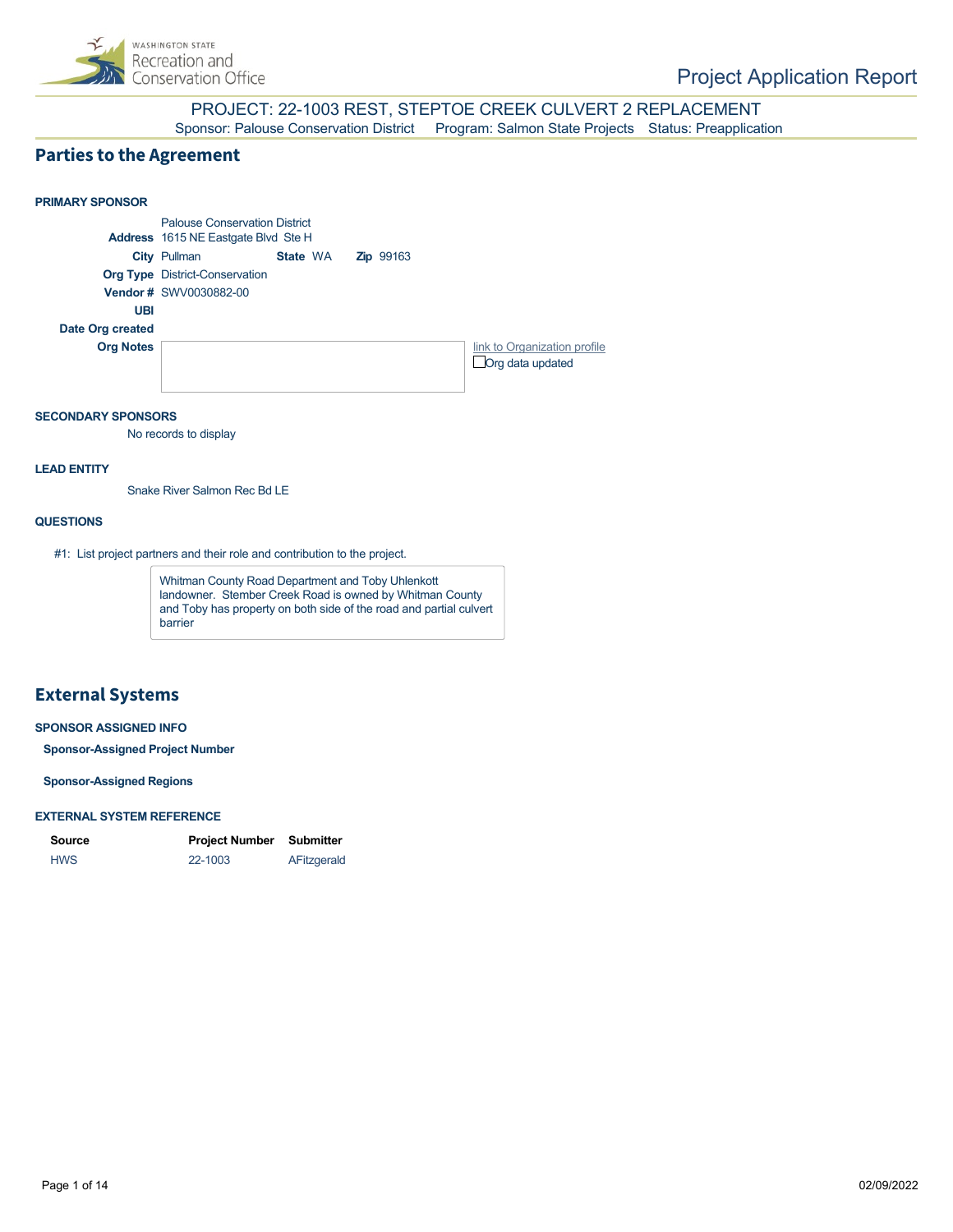# Project Application Report

## PROJECT: 22-1003 REST, STEPTOE CREEK CULVERT 2 REPLACEMENT

Sponsor: Palouse Conservation District   Program: Salmon State Projects   Status: Preapplication

## Parties to the Agreement

### PRIMARY SPONSOR

Palouse Conservation District

**Address** 1615 NE Eastgate Blvd Ste H

**City** Pullman   **State** WA   **Zip** 99163

**Org Type** District-Conservation

**Vendor #** SWV0030882-00

**UBI**

**Date Org created**

**Org Notes**

link to Organization profile

☐ Org data updated

### SECONDARY SPONSORS

No records to display

### LEAD ENTITY

Snake River Salmon Rec Bd LE

### QUESTIONS

#1: List project partners and their role and contribution to the project.

> Whitman County Road Department and Toby Uhlenkott landowner. Stember Creek Road is owned by Whitman County and Toby has property on both side of the road and partial culvert barrier

## External Systems

### SPONSOR ASSIGNED INFO

**Sponsor-Assigned Project Number**

**Sponsor-Assigned Regions**

### EXTERNAL SYSTEM REFERENCE

| Source | Project Number | Submitter |
| --- | --- | --- |
| HWS | 22-1003 | AFitzgerald |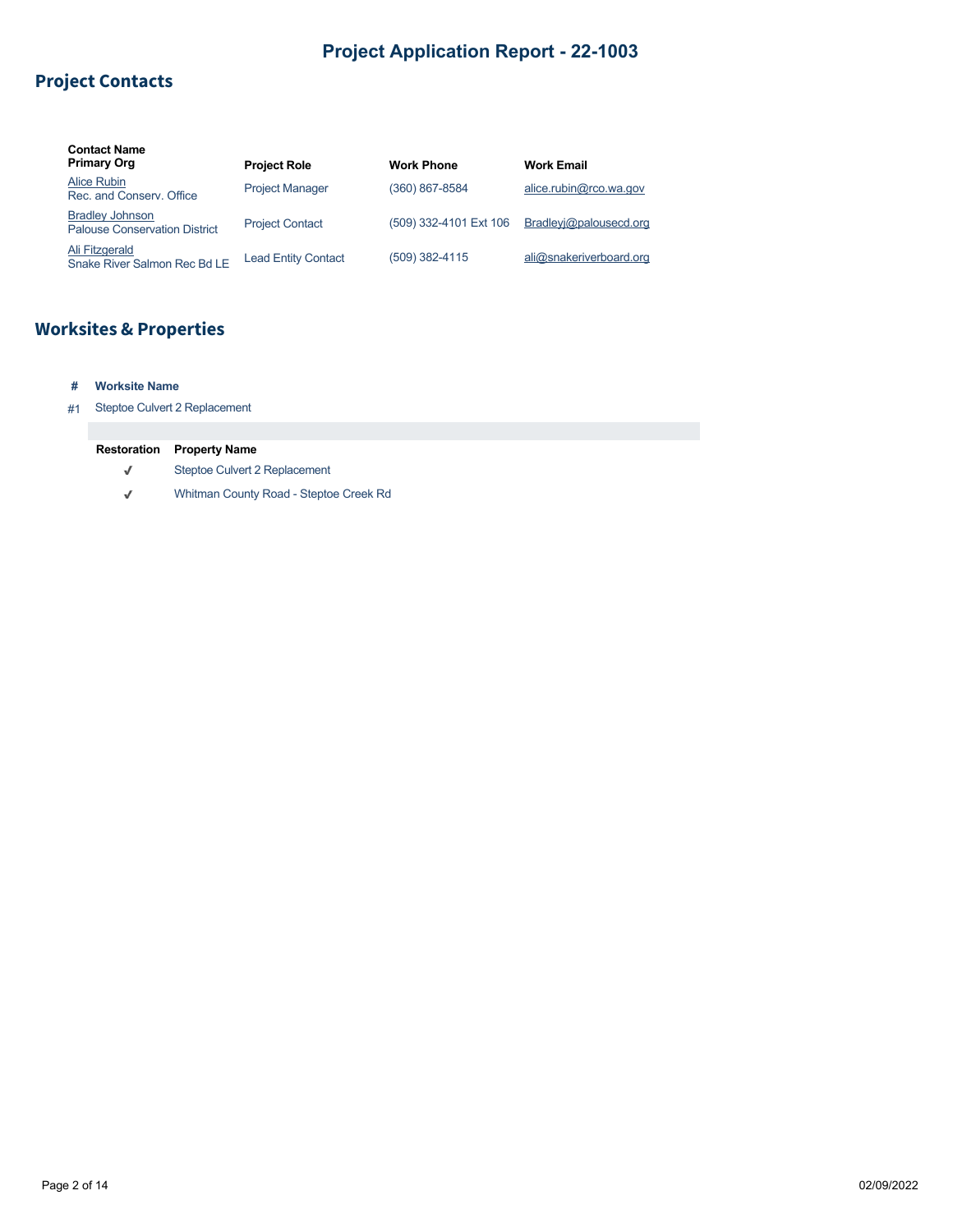# Project Application Report - 22-1003

## Project Contacts

| Contact Name<br>Primary Org | Project Role | Work Phone | Work Email |
|---|---|---|---|
| Alice Rubin<br>Rec. and Conserv. Office | Project Manager | (360) 867-8584 | alice.rubin@rco.wa.gov |
| Bradley Johnson<br>Palouse Conservation District | Project Contact | (509) 332-4101 Ext 106 | Bradleyj@palousecd.org |
| Ali Fitzgerald<br>Snake River Salmon Rec Bd LE | Lead Entity Contact | (509) 382-4115 | ali@snakeriverboard.org |

## Worksites & Properties

| # | Worksite Name |
|---|---|
| #1 | Steptoe Culvert 2 Replacement |

| Restoration | Property Name |
|---|---|
| ✓ | Steptoe Culvert 2 Replacement |
| ✓ | Whitman County Road - Steptoe Creek Rd |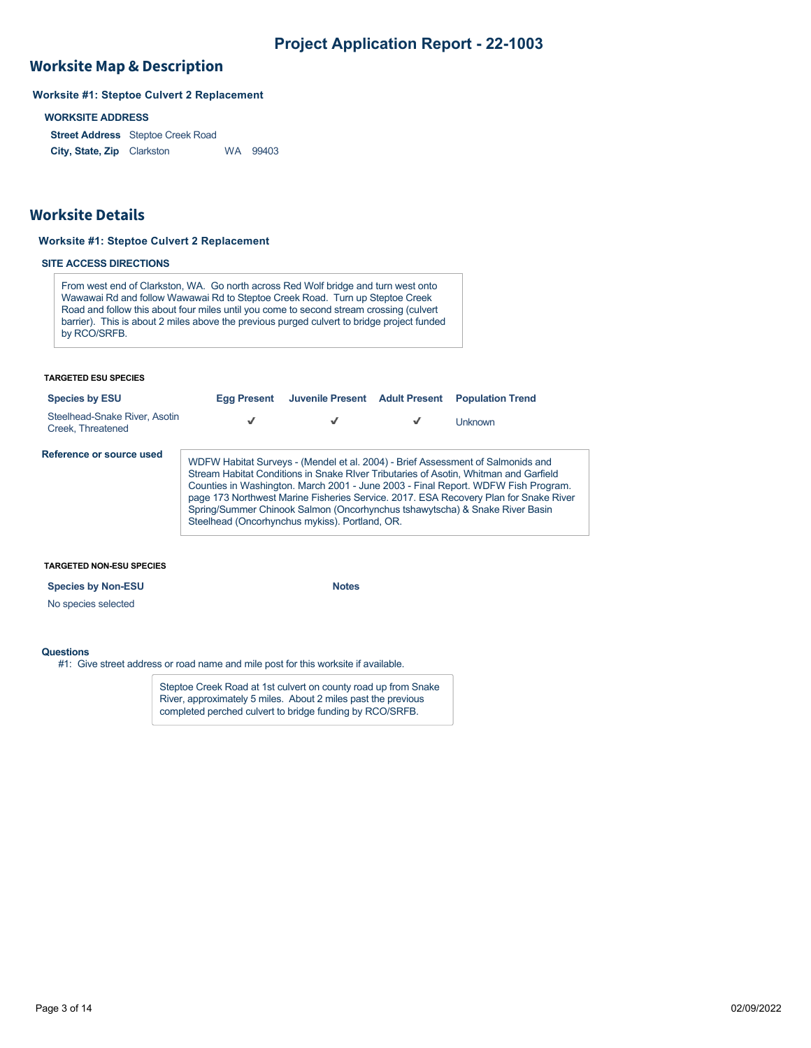# Project Application Report - 22-1003

## Worksite Map & Description

**Worksite #1: Steptoe Culvert 2 Replacement**

**WORKSITE ADDRESS**

| | |
|---|---|
| **Street Address** | Steptoe Creek Road |
| **City, State, Zip** | Clarkston WA 99403 |

## Worksite Details

**Worksite #1: Steptoe Culvert 2 Replacement**

**SITE ACCESS DIRECTIONS**

From west end of Clarkston, WA. Go north across Red Wolf bridge and turn west onto Wawawai Rd and follow Wawawai Rd to Steptoe Creek Road. Turn up Steptoe Creek Road and follow this about four miles until you come to second stream crossing (culvert barrier). This is about 2 miles above the previous purged culvert to bridge project funded by RCO/SRFB.

**TARGETED ESU SPECIES**

| Species by ESU | Egg Present | Juvenile Present | Adult Present | Population Trend |
|---|---|---|---|---|
| Steelhead-Snake River, Asotin Creek, Threatened | ✔ | ✔ | ✔ | Unknown |

**Reference or source used**

WDFW Habitat Surveys - (Mendel et al. 2004) - Brief Assessment of Salmonids and Stream Habitat Conditions in Snake RIver Tributaries of Asotin, Whitman and Garfield Counties in Washington. March 2001 - June 2003 - Final Report. WDFW Fish Program. page 173 Northwest Marine Fisheries Service. 2017. ESA Recovery Plan for Snake River Spring/Summer Chinook Salmon (Oncorhynchus tshawytscha) & Snake River Basin Steelhead (Oncorhynchus mykiss). Portland, OR.

**TARGETED NON-ESU SPECIES**

| Species by Non-ESU | Notes |
|---|---|
| No species selected | |

**Questions**

#1: Give street address or road name and mile post for this worksite if available.

Steptoe Creek Road at 1st culvert on county road up from Snake River, approximately 5 miles. About 2 miles past the previous completed perched culvert to bridge funding by RCO/SRFB.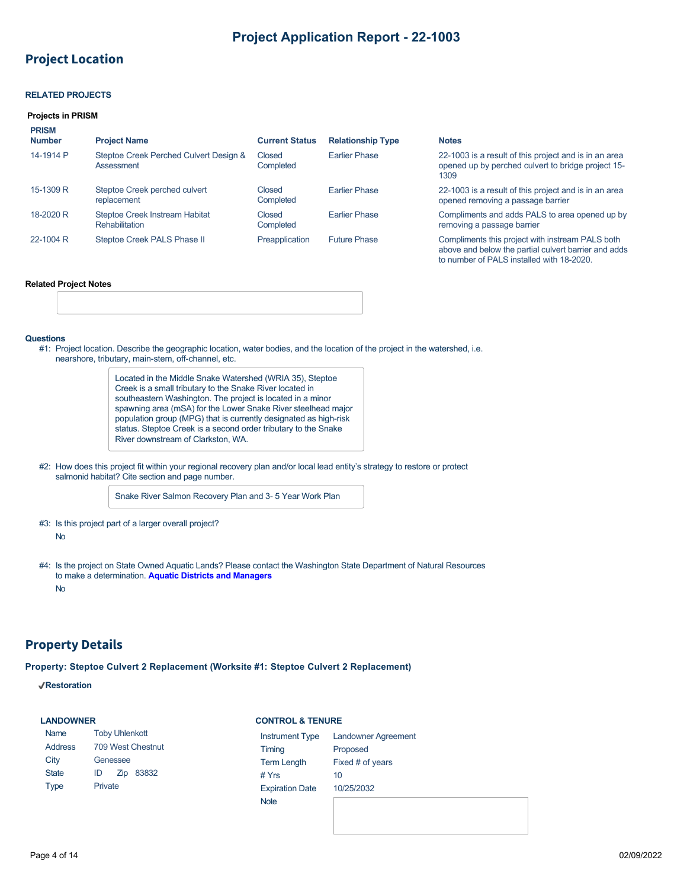# Project Application Report - 22-1003

## Project Location

### RELATED PROJECTS

#### Projects in PRISM

| PRISM Number | Project Name | Current Status | Relationship Type | Notes |
|---|---|---|---|---|
| 14-1914 P | Steptoe Creek Perched Culvert Design & Assessment | Closed Completed | Earlier Phase | 22-1003 is a result of this project and is in an area opened up by perched culvert to bridge project 15-1309 |
| 15-1309 R | Steptoe Creek perched culvert replacement | Closed Completed | Earlier Phase | 22-1003 is a result of this project and is in an area opened removing a passage barrier |
| 18-2020 R | Steptoe Creek Instream Habitat Rehabilitation | Closed Completed | Earlier Phase | Compliments and adds PALS to area opened up by removing a passage barrier |
| 22-1004 R | Steptoe Creek PALS Phase II | Preapplication | Future Phase | Compliments this project with instream PALS both above and below the partial culvert barrier and adds to number of PALS installed with 18-2020. |

**Related Project Notes**

**Questions**

#1: Project location. Describe the geographic location, water bodies, and the location of the project in the watershed, i.e. nearshore, tributary, main-stem, off-channel, etc.

> Located in the Middle Snake Watershed (WRIA 35), Steptoe Creek is a small tributary to the Snake River located in southeastern Washington. The project is located in a minor spawning area (mSA) for the Lower Snake River steelhead major population group (MPG) that is currently designated as high-risk status. Steptoe Creek is a second order tributary to the Snake River downstream of Clarkston, WA.

#2: How does this project fit within your regional recovery plan and/or local lead entity's strategy to restore or protect salmonid habitat? Cite section and page number.

> Snake River Salmon Recovery Plan and 3- 5 Year Work Plan

#3: Is this project part of a larger overall project?

No

#4: Is the project on State Owned Aquatic Lands? Please contact the Washington State Department of Natural Resources to make a determination. **Aquatic Districts and Managers**

No

## Property Details

**Property: Steptoe Culvert 2 Replacement (Worksite #1: Steptoe Culvert 2 Replacement)**

✔**Restoration**

**LANDOWNER**

| | |
|---|---|
| Name | Toby Uhlenkott |
| Address | 709 West Chestnut |
| City | Genessee |
| State | ID Zip 83832 |
| Type | Private |

**CONTROL & TENURE**

| | |
|---|---|
| Instrument Type | Landowner Agreement |
| Timing | Proposed |
| Term Length | Fixed # of years |
| # Yrs | 10 |
| Expiration Date | 10/25/2032 |
| Note | |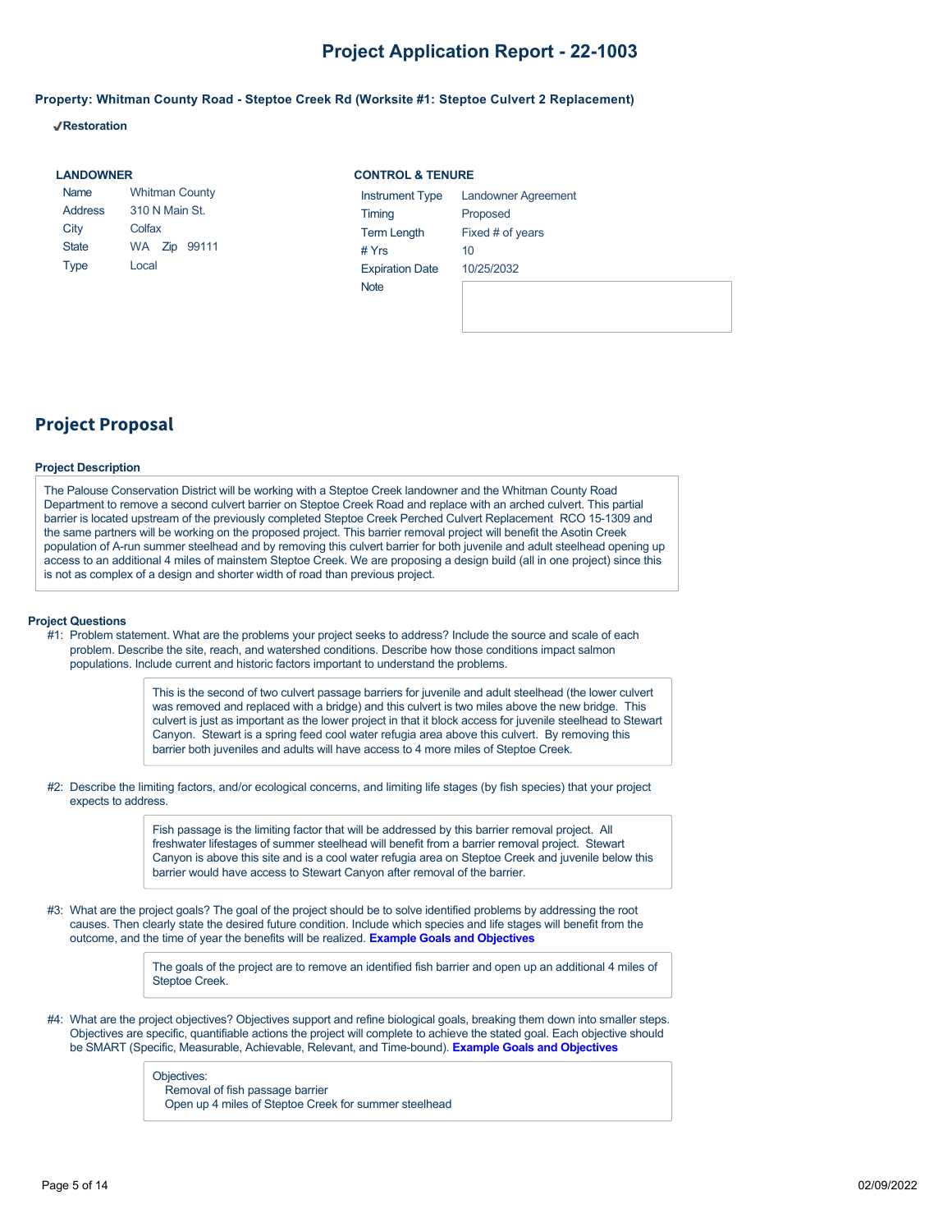# Project Application Report - 22-1003

**Property: Whitman County Road - Steptoe Creek Rd (Worksite #1: Steptoe Culvert 2 Replacement)**

✔**Restoration**

**LANDOWNER**

| | |
|---|---|
| Name | Whitman County |
| Address | 310 N Main St. |
| City | Colfax |
| State | WA Zip 99111 |
| Type | Local |

**CONTROL & TENURE**

| | |
|---|---|
| Instrument Type | Landowner Agreement |
| Timing | Proposed |
| Term Length | Fixed # of years |
| # Yrs | 10 |
| Expiration Date | 10/25/2032 |
| Note | |

## Project Proposal

**Project Description**

The Palouse Conservation District will be working with a Steptoe Creek landowner and the Whitman County Road Department to remove a second culvert barrier on Steptoe Creek Road and replace with an arched culvert. This partial barrier is located upstream of the previously completed Steptoe Creek Perched Culvert Replacement RCO 15-1309 and the same partners will be working on the proposed project. This barrier removal project will benefit the Asotin Creek population of A-run summer steelhead and by removing this culvert barrier for both juvenile and adult steelhead opening up access to an additional 4 miles of mainstem Steptoe Creek. We are proposing a design build (all in one project) since this is not as complex of a design and shorter width of road than previous project.

**Project Questions**

#1: Problem statement. What are the problems your project seeks to address? Include the source and scale of each problem. Describe the site, reach, and watershed conditions. Describe how those conditions impact salmon populations. Include current and historic factors important to understand the problems.

> This is the second of two culvert passage barriers for juvenile and adult steelhead (the lower culvert was removed and replaced with a bridge) and this culvert is two miles above the new bridge. This culvert is just as important as the lower project in that it block access for juvenile steelhead to Stewart Canyon. Stewart is a spring feed cool water refugia area above this culvert. By removing this barrier both juveniles and adults will have access to 4 more miles of Steptoe Creek.

#2: Describe the limiting factors, and/or ecological concerns, and limiting life stages (by fish species) that your project expects to address.

> Fish passage is the limiting factor that will be addressed by this barrier removal project. All freshwater lifestages of summer steelhead will benefit from a barrier removal project. Stewart Canyon is above this site and is a cool water refugia area on Steptoe Creek and juvenile below this barrier would have access to Stewart Canyon after removal of the barrier.

#3: What are the project goals? The goal of the project should be to solve identified problems by addressing the root causes. Then clearly state the desired future condition. Include which species and life stages will benefit from the outcome, and the time of year the benefits will be realized. **Example Goals and Objectives**

> The goals of the project are to remove an identified fish barrier and open up an additional 4 miles of Steptoe Creek.

#4: What are the project objectives? Objectives support and refine biological goals, breaking them down into smaller steps. Objectives are specific, quantifiable actions the project will complete to achieve the stated goal. Each objective should be SMART (Specific, Measurable, Achievable, Relevant, and Time-bound). **Example Goals and Objectives**

> Objectives:
> Removal of fish passage barrier
> Open up 4 miles of Steptoe Creek for summer steelhead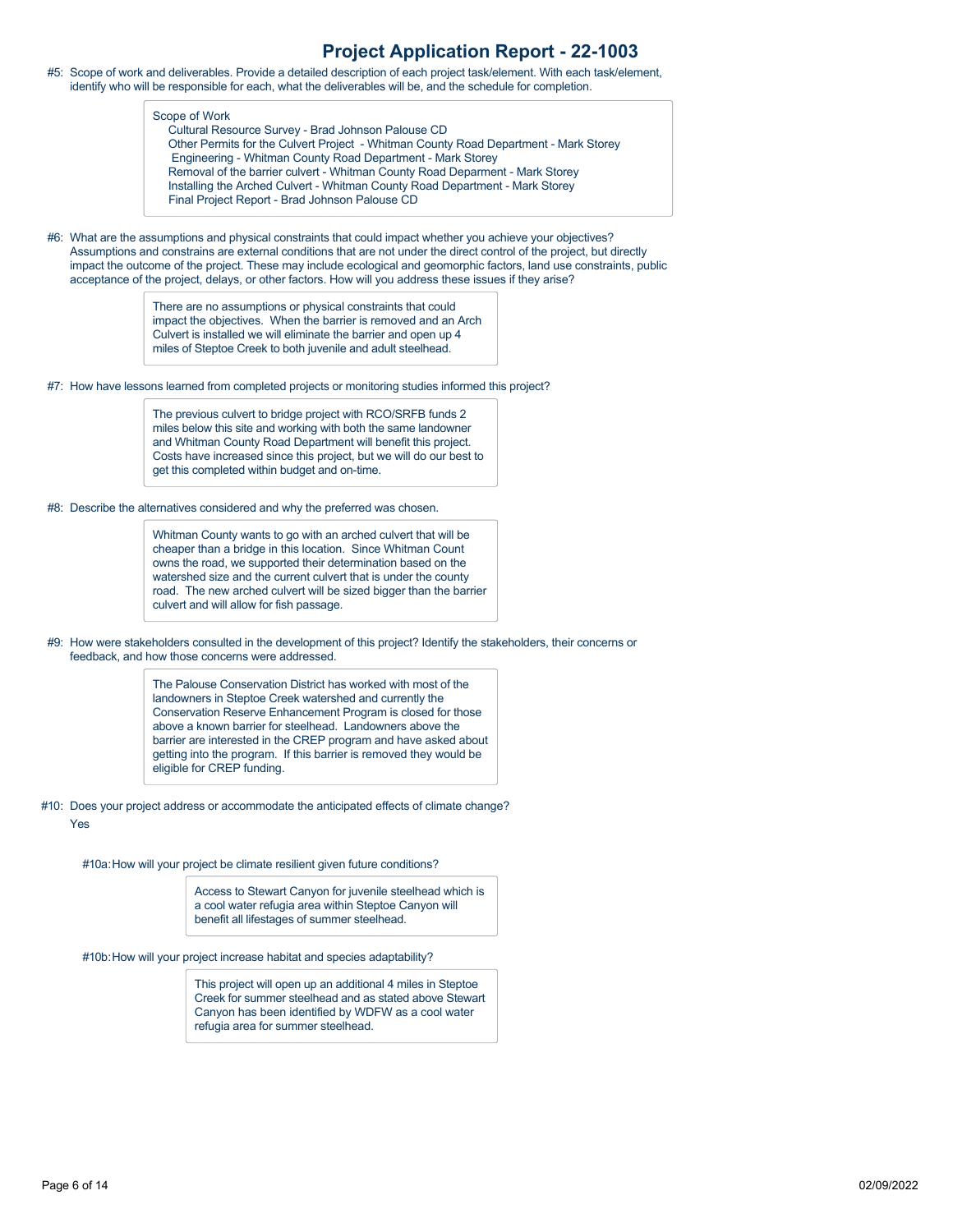# Project Application Report - 22-1003

#5: Scope of work and deliverables. Provide a detailed description of each project task/element. With each task/element, identify who will be responsible for each, what the deliverables will be, and the schedule for completion.

> Scope of Work
> - Cultural Resource Survey - Brad Johnson Palouse CD
> - Other Permits for the Culvert Project - Whitman County Road Department - Mark Storey
> - Engineering - Whitman County Road Department - Mark Storey
> - Removal of the barrier culvert - Whitman County Road Deparment - Mark Storey
> - Installing the Arched Culvert - Whitman County Road Department - Mark Storey
> - Final Project Report - Brad Johnson Palouse CD

#6: What are the assumptions and physical constraints that could impact whether you achieve your objectives? Assumptions and constrains are external conditions that are not under the direct control of the project, but directly impact the outcome of the project. These may include ecological and geomorphic factors, land use constraints, public acceptance of the project, delays, or other factors. How will you address these issues if they arise?

> There are no assumptions or physical constraints that could impact the objectives. When the barrier is removed and an Arch Culvert is installed we will eliminate the barrier and open up 4 miles of Steptoe Creek to both juvenile and adult steelhead.

#7: How have lessons learned from completed projects or monitoring studies informed this project?

> The previous culvert to bridge project with RCO/SRFB funds 2 miles below this site and working with both the same landowner and Whitman County Road Department will benefit this project. Costs have increased since this project, but we will do our best to get this completed within budget and on-time.

#8: Describe the alternatives considered and why the preferred was chosen.

> Whitman County wants to go with an arched culvert that will be cheaper than a bridge in this location. Since Whitman Count owns the road, we supported their determination based on the watershed size and the current culvert that is under the county road. The new arched culvert will be sized bigger than the barrier culvert and will allow for fish passage.

#9: How were stakeholders consulted in the development of this project? Identify the stakeholders, their concerns or feedback, and how those concerns were addressed.

> The Palouse Conservation District has worked with most of the landowners in Steptoe Creek watershed and currently the Conservation Reserve Enhancement Program is closed for those above a known barrier for steelhead. Landowners above the barrier are interested in the CREP program and have asked about getting into the program. If this barrier is removed they would be eligible for CREP funding.

#10: Does your project address or accommodate the anticipated effects of climate change?

Yes

#10a: How will your project be climate resilient given future conditions?

> Access to Stewart Canyon for juvenile steelhead which is a cool water refugia area within Steptoe Canyon will benefit all lifestages of summer steelhead.

#10b: How will your project increase habitat and species adaptability?

> This project will open up an additional 4 miles in Steptoe Creek for summer steelhead and as stated above Stewart Canyon has been identified by WDFW as a cool water refugia area for summer steelhead.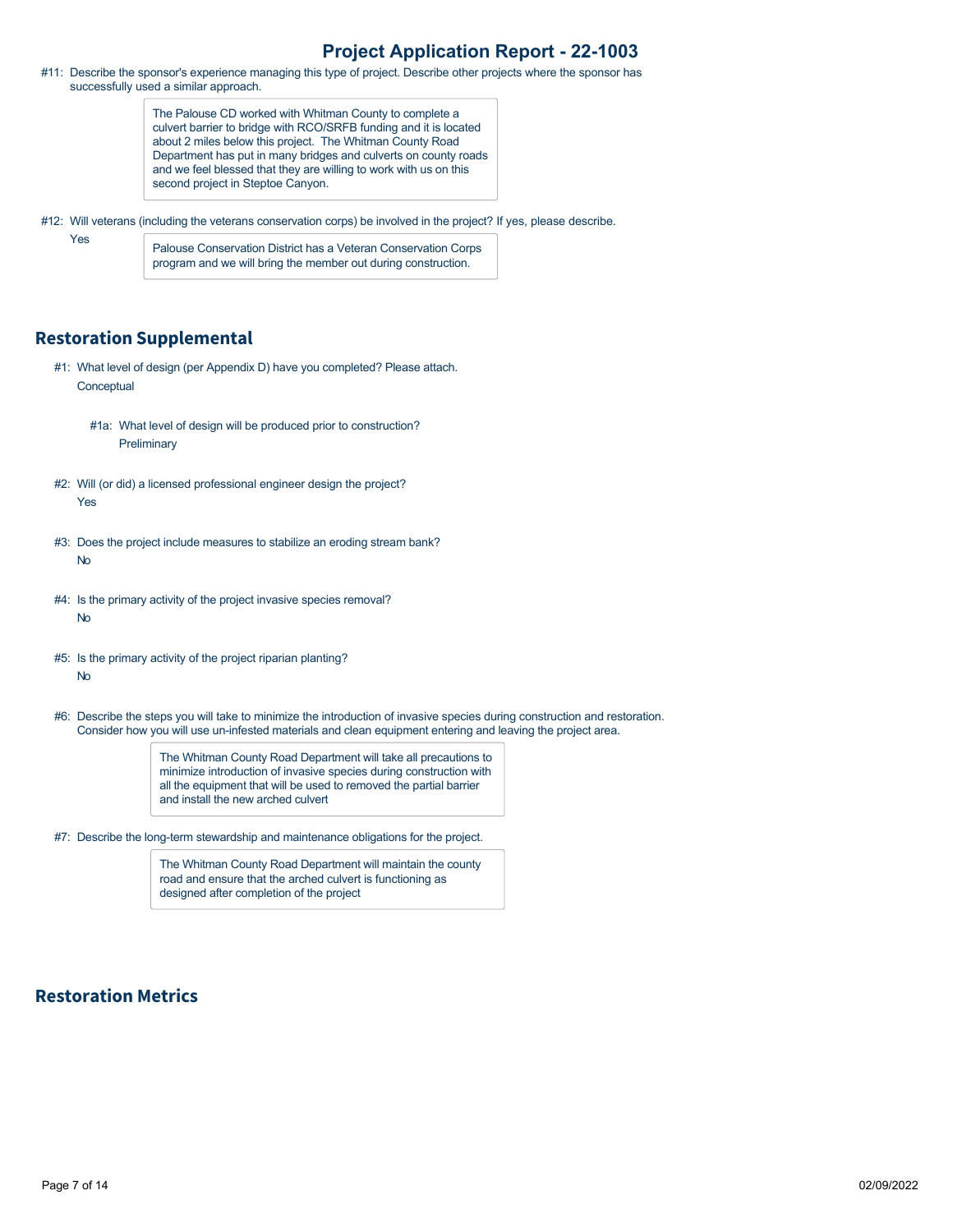#11: Describe the sponsor's experience managing this type of project. Describe other projects where the sponsor has successfully used a similar approach.

> The Palouse CD worked with Whitman County to complete a culvert barrier to bridge with RCO/SRFB funding and it is located about 2 miles below this project. The Whitman County Road Department has put in many bridges and culverts on county roads and we feel blessed that they are willing to work with us on this second project in Steptoe Canyon.

#12: Will veterans (including the veterans conservation corps) be involved in the project? If yes, please describe.

Yes

> Palouse Conservation District has a Veteran Conservation Corps program and we will bring the member out during construction.

## Restoration Supplemental

#1: What level of design (per Appendix D) have you completed? Please attach.

Conceptual

#1a: What level of design will be produced prior to construction?

Preliminary

#2: Will (or did) a licensed professional engineer design the project?

Yes

#3: Does the project include measures to stabilize an eroding stream bank?

No

#4: Is the primary activity of the project invasive species removal?

No

#5: Is the primary activity of the project riparian planting?

No

#6: Describe the steps you will take to minimize the introduction of invasive species during construction and restoration. Consider how you will use un-infested materials and clean equipment entering and leaving the project area.

> The Whitman County Road Department will take all precautions to minimize introduction of invasive species during construction with all the equipment that will be used to removed the partial barrier and install the new arched culvert

#7: Describe the long-term stewardship and maintenance obligations for the project.

> The Whitman County Road Department will maintain the county road and ensure that the arched culvert is functioning as designed after completion of the project

## Restoration Metrics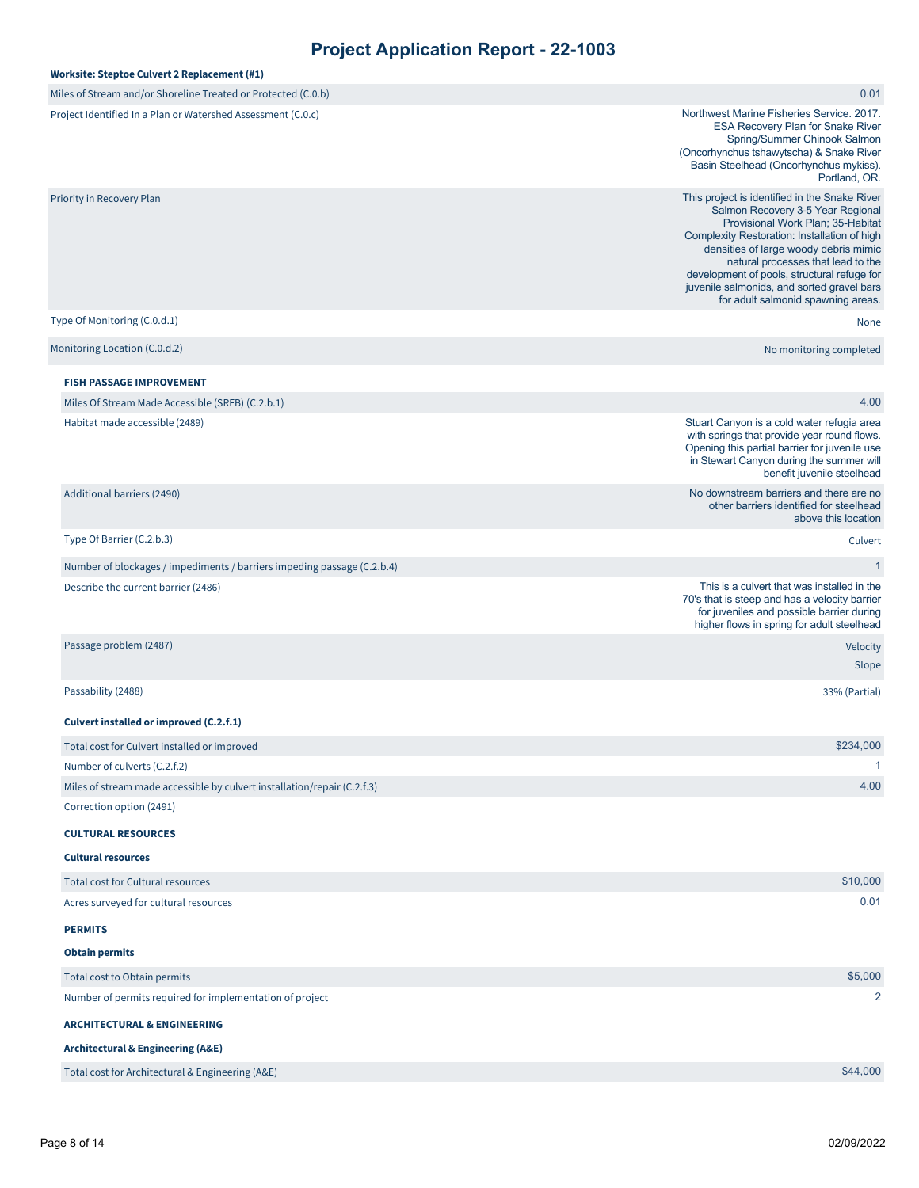# Project Application Report - 22-1003

**Worksite: Steptoe Culvert 2 Replacement (#1)**

| | |
|---|---|
| Miles of Stream and/or Shoreline Treated or Protected (C.0.b) | 0.01 |
| Project Identified In a Plan or Watershed Assessment (C.0.c) | Northwest Marine Fisheries Service. 2017. ESA Recovery Plan for Snake River Spring/Summer Chinook Salmon (Oncorhynchus tshawytscha) & Snake River Basin Steelhead (Oncorhynchus mykiss). Portland, OR. |
| Priority in Recovery Plan | This project is identified in the Snake River Salmon Recovery 3-5 Year Regional Provisional Work Plan; 35-Habitat Complexity Restoration: Installation of high densities of large woody debris mimic natural processes that lead to the development of pools, structural refuge for juvenile salmonids, and sorted gravel bars for adult salmonid spawning areas. |
| Type Of Monitoring (C.0.d.1) | None |
| Monitoring Location (C.0.d.2) | No monitoring completed |

**FISH PASSAGE IMPROVEMENT**

| | |
|---|---|
| Miles Of Stream Made Accessible (SRFB) (C.2.b.1) | 4.00 |
| Habitat made accessible (2489) | Stuart Canyon is a cold water refugia area with springs that provide year round flows. Opening this partial barrier for juvenile use in Stewart Canyon during the summer will benefit juvenile steelhead |
| Additional barriers (2490) | No downstream barriers and there are no other barriers identified for steelhead above this location |
| Type Of Barrier (C.2.b.3) | Culvert |
| Number of blockages / impediments / barriers impeding passage (C.2.b.4) | 1 |
| Describe the current barrier (2486) | This is a culvert that was installed in the 70's that is steep and has a velocity barrier for juveniles and possible barrier during higher flows in spring for adult steelhead |
| Passage problem (2487) | Velocity<br>Slope |
| Passability (2488) | 33% (Partial) |

**Culvert installed or improved (C.2.f.1)**

| | |
|---|---|
| Total cost for Culvert installed or improved | $234,000 |
| Number of culverts (C.2.f.2) | 1 |
| Miles of stream made accessible by culvert installation/repair (C.2.f.3) | 4.00 |
| Correction option (2491) | |

**CULTURAL RESOURCES**

**Cultural resources**

| | |
|---|---|
| Total cost for Cultural resources | $10,000 |
| Acres surveyed for cultural resources | 0.01 |

**PERMITS**

**Obtain permits**

| | |
|---|---|
| Total cost to Obtain permits | $5,000 |
| Number of permits required for implementation of project | 2 |

**ARCHITECTURAL & ENGINEERING**

**Architectural & Engineering (A&E)**

| | |
|---|---|
| Total cost for Architectural & Engineering (A&E) | $44,000 |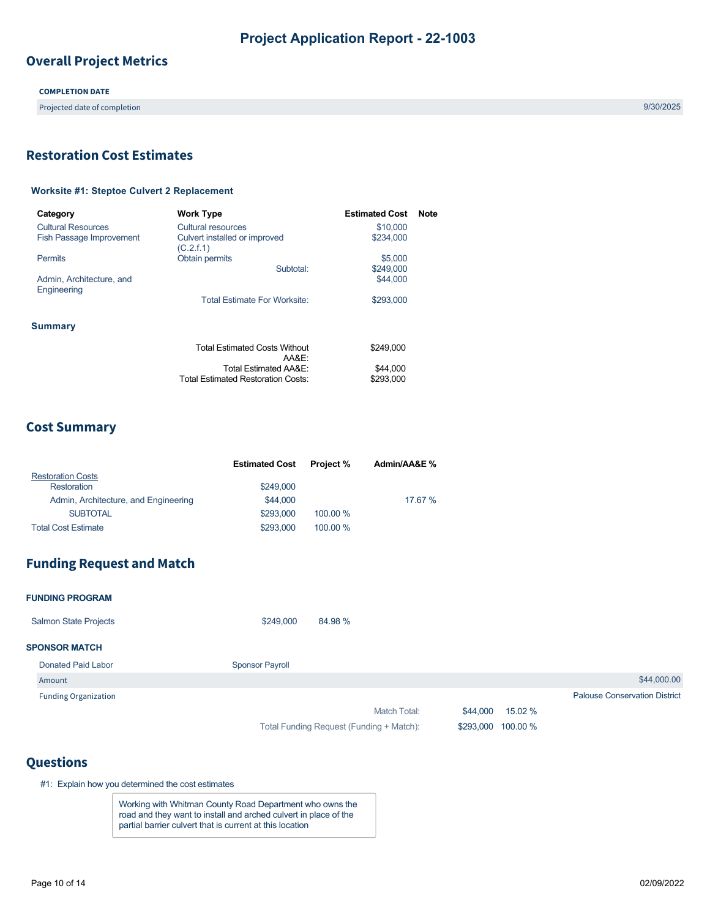# Project Application Report - 22-1003

## Overall Project Metrics

**COMPLETION DATE**

| | |
|---|---|
| Projected date of completion | 9/30/2025 |

## Restoration Cost Estimates

### Worksite #1: Steptoe Culvert 2 Replacement

| Category | Work Type | Estimated Cost | Note |
|---|---|---|---|
| Cultural Resources | Cultural resources | $10,000 | |
| Fish Passage Improvement | Culvert installed or improved (C.2.f.1) | $234,000 | |
| Permits | Obtain permits | $5,000 | |
| | Subtotal: | $249,000 | |
| Admin, Architecture, and Engineering | | $44,000 | |
| | Total Estimate For Worksite: | $293,000 | |

### Summary

| | |
|---|---|
| Total Estimated Costs Without AA&E: | $249,000 |
| Total Estimated AA&E: | $44,000 |
| Total Estimated Restoration Costs: | $293,000 |

## Cost Summary

| | Estimated Cost | Project % | Admin/AA&E % |
|---|---|---|---|
| Restoration Costs | | | |
| Restoration | $249,000 | | |
| Admin, Architecture, and Engineering | $44,000 | | 17.67 % |
| SUBTOTAL | $293,000 | 100.00 % | |
| Total Cost Estimate | $293,000 | 100.00 % | |

## Funding Request and Match

**FUNDING PROGRAM**

| | | |
|---|---|---|
| Salmon State Projects | $249,000 | 84.98 % |

**SPONSOR MATCH**

| | |
|---|---|
| Donated Paid Labor | Sponsor Payroll |
| Amount | $44,000.00 |
| Funding Organization | Palouse Conservation District |

| | | |
|---|---|---|
| Match Total: | $44,000 | 15.02 % |
| Total Funding Request (Funding + Match): | $293,000 | 100.00 % |

## Questions

#1: Explain how you determined the cost estimates

> Working with Whitman County Road Department who owns the road and they want to install and arched culvert in place of the partial barrier culvert that is current at this location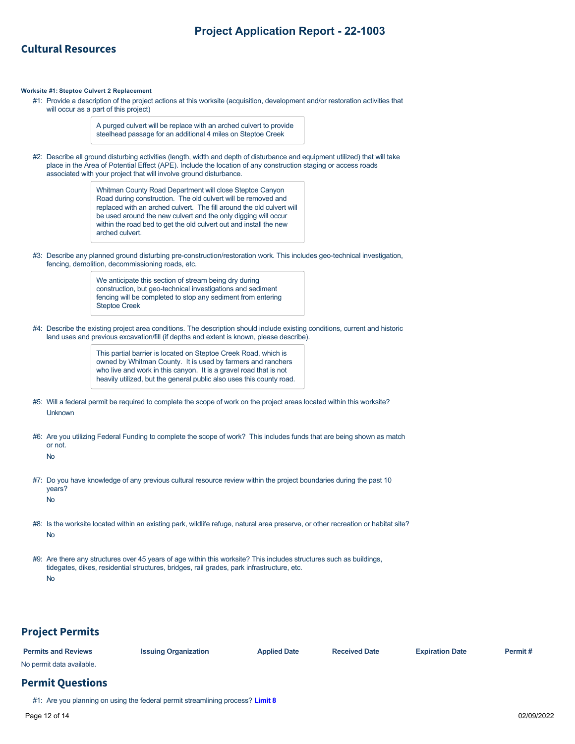## Cultural Resources

**Worksite #1: Steptoe Culvert 2 Replacement**

#1: Provide a description of the project actions at this worksite (acquisition, development and/or restoration activities that will occur as a part of this project)

> A purged culvert will be replace with an arched culvert to provide steelhead passage for an additional 4 miles on Steptoe Creek

#2: Describe all ground disturbing activities (length, width and depth of disturbance and equipment utilized) that will take place in the Area of Potential Effect (APE). Include the location of any construction staging or access roads associated with your project that will involve ground disturbance.

> Whitman County Road Department will close Steptoe Canyon Road during construction. The old culvert will be removed and replaced with an arched culvert. The fill around the old culvert will be used around the new culvert and the only digging will occur within the road bed to get the old culvert out and install the new arched culvert.

#3: Describe any planned ground disturbing pre-construction/restoration work. This includes geo-technical investigation, fencing, demolition, decommissioning roads, etc.

> We anticipate this section of stream being dry during construction, but geo-technical investigations and sediment fencing will be completed to stop any sediment from entering Steptoe Creek

#4: Describe the existing project area conditions. The description should include existing conditions, current and historic land uses and previous excavation/fill (if depths and extent is known, please describe).

> This partial barrier is located on Steptoe Creek Road, which is owned by Whitman County. It is used by farmers and ranchers who live and work in this canyon. It is a gravel road that is not heavily utilized, but the general public also uses this county road.

#5: Will a federal permit be required to complete the scope of work on the project areas located within this worksite?

Unknown

#6: Are you utilizing Federal Funding to complete the scope of work? This includes funds that are being shown as match or not.

No

#7: Do you have knowledge of any previous cultural resource review within the project boundaries during the past 10 years?

No

#8: Is the worksite located within an existing park, wildlife refuge, natural area preserve, or other recreation or habitat site?

No

#9: Are there any structures over 45 years of age within this worksite? This includes structures such as buildings, tidegates, dikes, residential structures, bridges, rail grades, park infrastructure, etc.

No

## Project Permits

| Permits and Reviews | Issuing Organization | Applied Date | Received Date | Expiration Date | Permit # |
|---|---|---|---|---|---|

No permit data available.

## Permit Questions

#1: Are you planning on using the federal permit streamlining process? **Limit 8**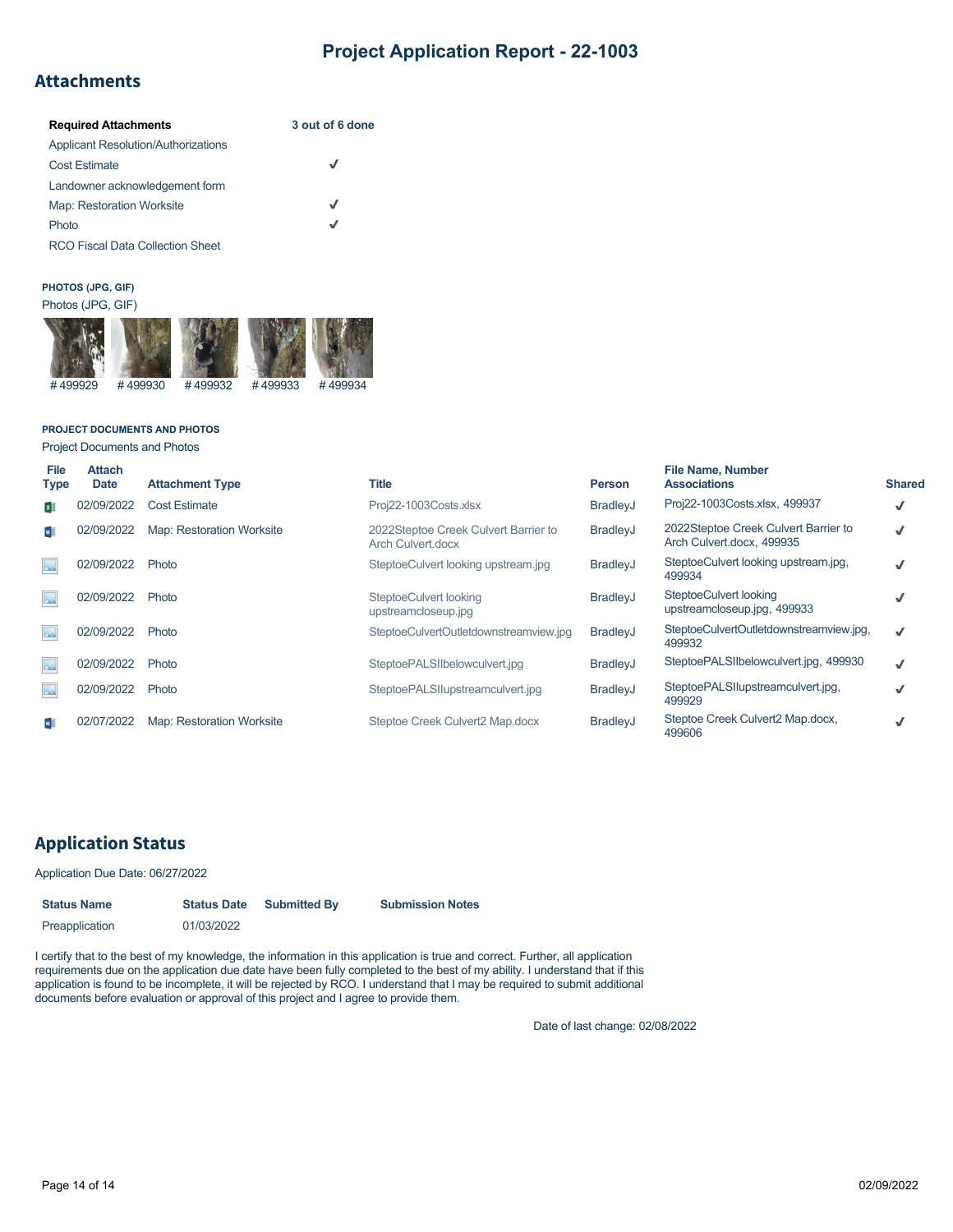# Project Application Report - 22-1003

## Attachments

| Required Attachments | 3 out of 6 done |
|---|---|
| Applicant Resolution/Authorizations | |
| Cost Estimate | ✓ |
| Landowner acknowledgement form | |
| Map: Restoration Worksite | ✓ |
| Photo | ✓ |
| RCO Fiscal Data Collection Sheet | |

**PHOTOS (JPG, GIF)**

Photos (JPG, GIF)

#499929 #499930 #499932 #499933 #499934

**PROJECT DOCUMENTS AND PHOTOS**

Project Documents and Photos

| File Type | Attach Date | Attachment Type | Title | Person | File Name, Number Associations | Shared |
|---|---|---|---|---|---|---|
| | 02/09/2022 | Cost Estimate | Proj22-1003Costs.xlsx | BradleyJ | Proj22-1003Costs.xlsx, 499937 | ✓ |
| | 02/09/2022 | Map: Restoration Worksite | 2022Steptoe Creek Culvert Barrier to Arch Culvert.docx | BradleyJ | 2022Steptoe Creek Culvert Barrier to Arch Culvert.docx, 499935 | ✓ |
| | 02/09/2022 | Photo | SteptoeCulvert looking upstream.jpg | BradleyJ | SteptoeCulvert looking upstream.jpg, 499934 | ✓ |
| | 02/09/2022 | Photo | SteptoeCulvert looking upstreamcloseup.jpg | BradleyJ | SteptoeCulvert looking upstreamcloseup.jpg, 499933 | ✓ |
| | 02/09/2022 | Photo | SteptoeCulvertOutletdownstreamview.jpg | BradleyJ | SteptoeCulvertOutletdownstreamview.jpg, 499932 | ✓ |
| | 02/09/2022 | Photo | SteptoePALSIIbelowculvert.jpg | BradleyJ | SteptoePALSIIbelowculvert.jpg, 499930 | ✓ |
| | 02/09/2022 | Photo | SteptoePALSIIupstreamculvert.jpg | BradleyJ | SteptoePALSIIupstreamculvert.jpg, 499929 | ✓ |
| | 02/07/2022 | Map: Restoration Worksite | Steptoe Creek Culvert2 Map.docx | BradleyJ | Steptoe Creek Culvert2 Map.docx, 499606 | ✓ |

## Application Status

Application Due Date: 06/27/2022

| Status Name | Status Date | Submitted By | Submission Notes |
|---|---|---|---|
| Preapplication | 01/03/2022 | | |

I certify that to the best of my knowledge, the information in this application is true and correct. Further, all application requirements due on the application due date have been fully completed to the best of my ability. I understand that if this application is found to be incomplete, it will be rejected by RCO. I understand that I may be required to submit additional documents before evaluation or approval of this project and I agree to provide them.

Date of last change: 02/08/2022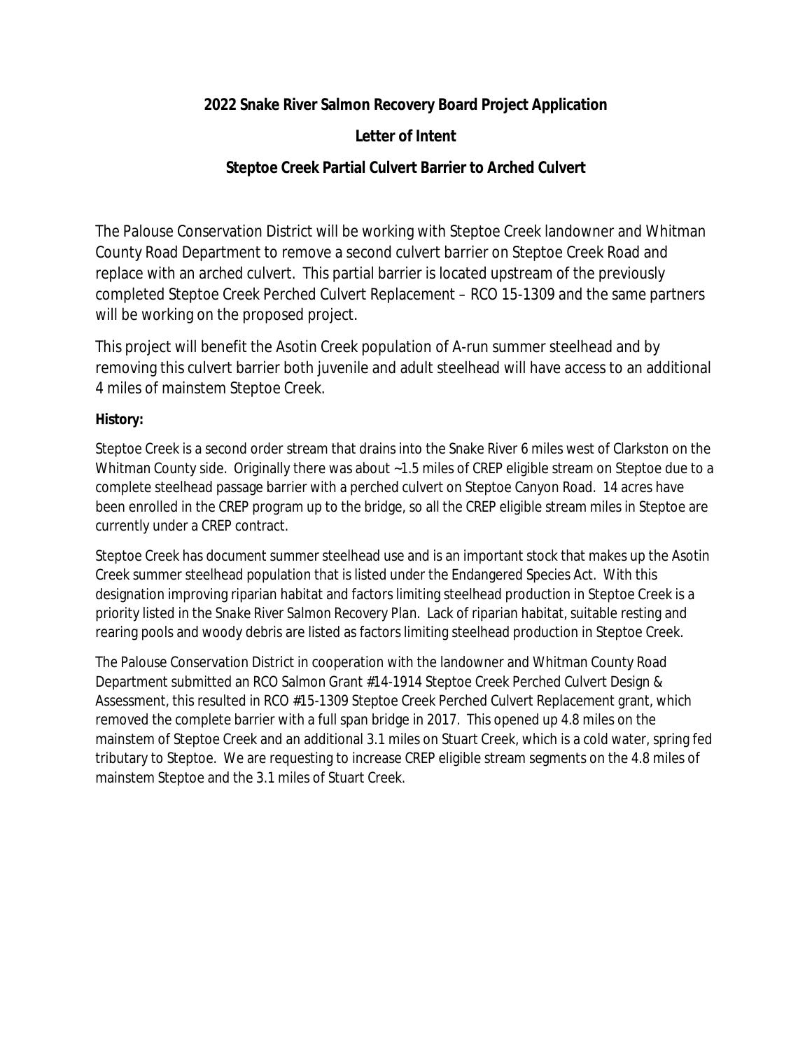**2022 Snake River Salmon Recovery Board Project Application**

**Letter of Intent**

**Steptoe Creek Partial Culvert Barrier to Arched Culvert**

The Palouse Conservation District will be working with Steptoe Creek landowner and Whitman County Road Department to remove a second culvert barrier on Steptoe Creek Road and replace with an arched culvert. This partial barrier is located upstream of the previously completed Steptoe Creek Perched Culvert Replacement – RCO 15-1309 and the same partners will be working on the proposed project.

This project will benefit the Asotin Creek population of A-run summer steelhead and by removing this culvert barrier both juvenile and adult steelhead will have access to an additional 4 miles of mainstem Steptoe Creek.

**History:**

Steptoe Creek is a second order stream that drains into the Snake River 6 miles west of Clarkston on the Whitman County side. Originally there was about ~1.5 miles of CREP eligible stream on Steptoe due to a complete steelhead passage barrier with a perched culvert on Steptoe Canyon Road. 14 acres have been enrolled in the CREP program up to the bridge, so all the CREP eligible stream miles in Steptoe are currently under a CREP contract.

Steptoe Creek has document summer steelhead use and is an important stock that makes up the Asotin Creek summer steelhead population that is listed under the Endangered Species Act. With this designation improving riparian habitat and factors limiting steelhead production in Steptoe Creek is a priority listed in the Snake River Salmon Recovery Plan. Lack of riparian habitat, suitable resting and rearing pools and woody debris are listed as factors limiting steelhead production in Steptoe Creek.

The Palouse Conservation District in cooperation with the landowner and Whitman County Road Department submitted an RCO Salmon Grant #14-1914 Steptoe Creek Perched Culvert Design & Assessment, this resulted in RCO #15-1309 Steptoe Creek Perched Culvert Replacement grant, which removed the complete barrier with a full span bridge in 2017. This opened up 4.8 miles on the mainstem of Steptoe Creek and an additional 3.1 miles on Stuart Creek, which is a cold water, spring fed tributary to Steptoe. We are requesting to increase CREP eligible stream segments on the 4.8 miles of mainstem Steptoe and the 3.1 miles of Stuart Creek.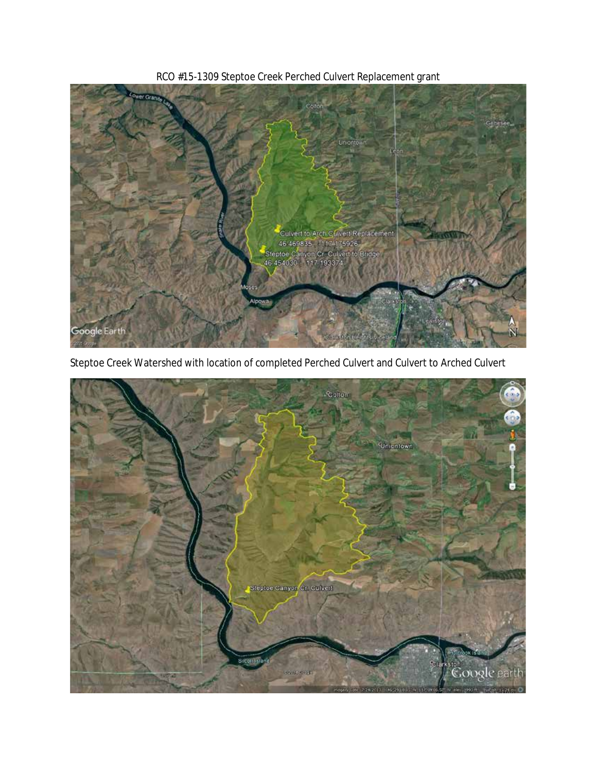RCO #15-1309 Steptoe Creek Perched Culvert Replacement grant

Steptoe Creek Watershed with location of completed Perched Culvert and Culvert to Arched Culvert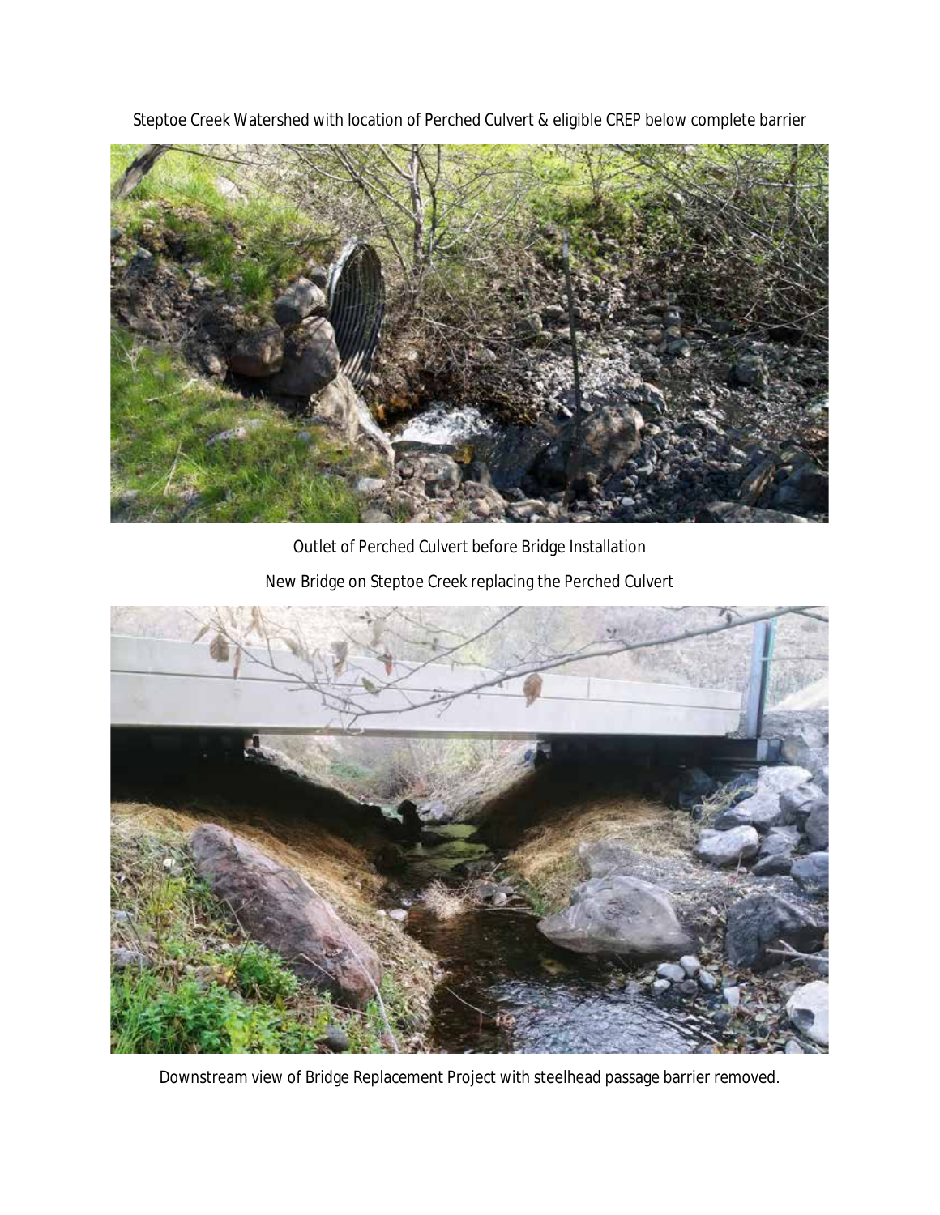Steptoe Creek Watershed with location of Perched Culvert & eligible CREP below complete barrier

Outlet of Perched Culvert before Bridge Installation

New Bridge on Steptoe Creek replacing the Perched Culvert

Downstream view of Bridge Replacement Project with steelhead passage barrier removed.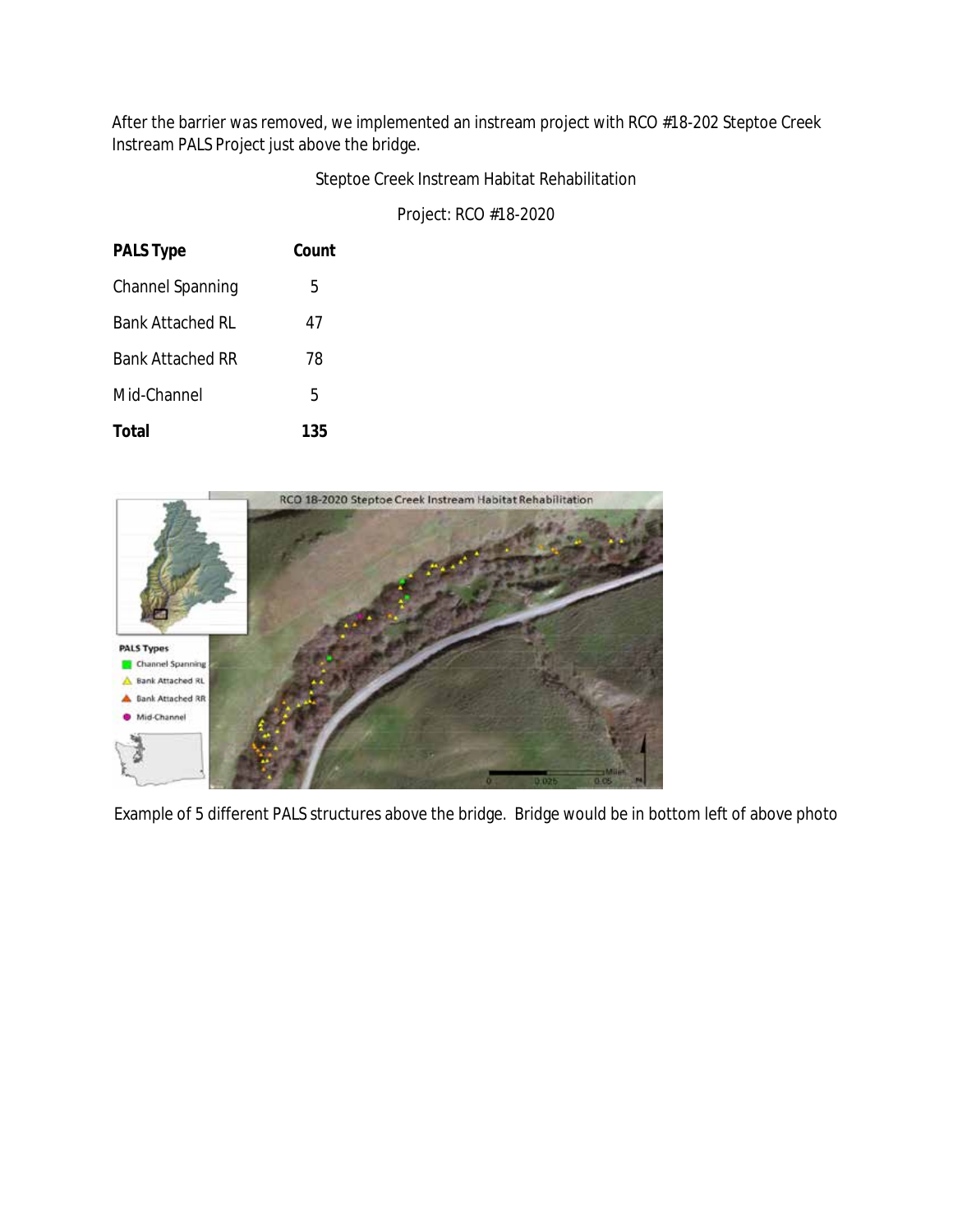After the barrier was removed, we implemented an instream project with RCO #18-202 Steptoe Creek Instream PALS Project just above the bridge.

Steptoe Creek Instream Habitat Rehabilitation

Project: RCO #18-2020

| PALS Type | Count |
|---|---|
| Channel Spanning | 5 |
| Bank Attached RL | 47 |
| Bank Attached RR | 78 |
| Mid-Channel | 5 |
| **Total** | **135** |

Example of 5 different PALS structures above the bridge. Bridge would be in bottom left of above photo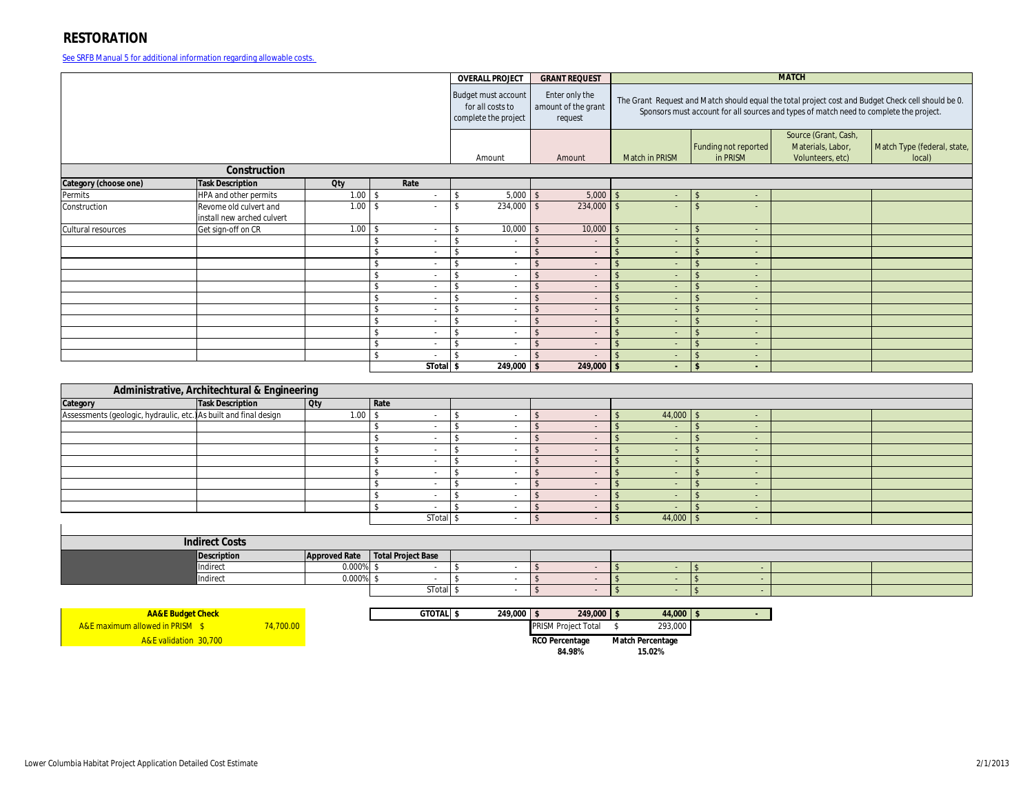# RESTORATION

See SRFB Manual 5 for additional information regarding allowable costs.

| | | | | OVERALL PROJECT | GRANT REQUEST | MATCH | | | |
|---|---|---|---|---|---|---|---|---|---|
| | | | | Budget must account for all costs to complete the project | Enter only the amount of the grant request | The Grant Request and Match should equal the total project cost and Budget Check cell should be 0. Sponsors must account for all sources and types of match need to complete the project. | | | |
| | | | | Amount | Amount | Match in PRISM | Funding not reported in PRISM | Source (Grant, Cash, Materials, Labor, Volunteers, etc) | Match Type (federal, state, local) |
| **Construction** | | | | | | | | | |
| **Category (choose one)** | **Task Description** | **Qty** | **Rate** | | | | | | |
| Permits | HPA and other permits | 1.00 | $ - | $ 5,000 | $ 5,000 | $ - | $ - | | |
| Construction | Revome old culvert and install new arched culvert | 1.00 | $ - | $ 234,000 | $ 234,000 | $ - | $ - | | |
| Cultural resources | Get sign-off on CR | 1.00 | $ - | $ 10,000 | $ 10,000 | $ - | $ - | | |
| | | | $ - | $ - | $ - | $ - | $ - | | |
| | | | $ - | $ - | $ - | $ - | $ - | | |
| | | | $ - | $ - | $ - | $ - | $ - | | |
| | | | $ - | $ - | $ - | $ - | $ - | | |
| | | | $ - | $ - | $ - | $ - | $ - | | |
| | | | $ - | $ - | $ - | $ - | $ - | | |
| | | | $ - | $ - | $ - | $ - | $ - | | |
| | | | $ - | $ - | $ - | $ - | $ - | | |
| | | | $ - | $ - | $ - | $ - | $ - | | |
| | | | $ - | $ - | $ - | $ - | $ - | | |
| | | | $ - | $ - | $ - | $ - | $ - | | |
| | | | **STotal** | **$ 249,000** | **$ 249,000** | **$ -** | **$ -** | | |
| **Administrative, Architechtural & Engineering** | | | | | | | | | |
| **Category** | **Task Description** | **Qty** | **Rate** | | | | | | |
| Assessments (geologic, hydraulic, etc.) | As built and final design | 1.00 | $ - | $ - | $ - | $ 44,000 | $ - | | |
| | | | $ - | $ - | $ - | $ - | $ - | | |
| | | | $ - | $ - | $ - | $ - | $ - | | |
| | | | $ - | $ - | $ - | $ - | $ - | | |
| | | | $ - | $ - | $ - | $ - | $ - | | |
| | | | $ - | $ - | $ - | $ - | $ - | | |
| | | | $ - | $ - | $ - | $ - | $ - | | |
| | | | $ - | $ - | $ - | $ - | $ - | | |
| | | | $ - | $ - | $ - | $ - | $ - | | |
| | | | STotal | $ - | $ - | $ 44,000 | $ - | | |
| **Indirect Costs** | | | | | | | | | |
| | **Description** | **Approved Rate** | **Total Project Base** | | | | | | |
| | Indirect | 0.000% | $ - | $ - | $ - | $ - | $ - | | |
| | Indirect | 0.000% | $ - | $ - | $ - | $ - | $ - | | |
| | | | STotal | $ - | $ - | $ - | $ - | | |
| | | | **GTOTAL** | **$ 249,000** | **$ 249,000** | **$ 44,000** | **$ -** | | |
| | | | | | PRISM Project Total | $ 293,000 | | | |
| | | | | | **RCO Percentage** 84.98% | **Match Percentage** 15.02% | | | |

| **AA&E Budget Check** | |
|---|---|
| A&E maximum allowed in PRISM | $ 74,700.00 |
| A&E validation | 30,700 |

Lower Columbia Habitat Project Application Detailed Cost Estimate

2/1/2013